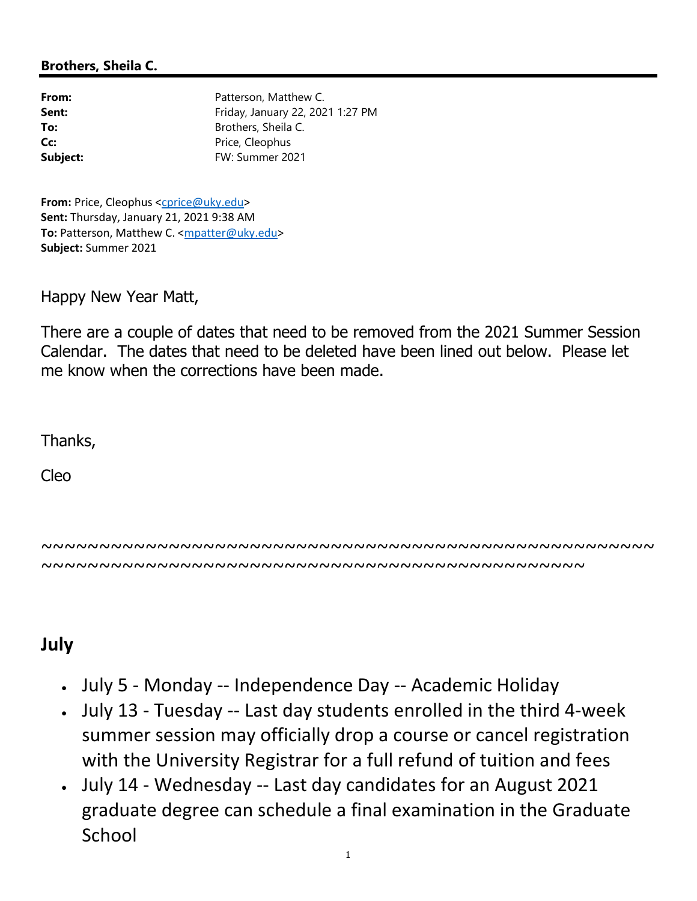**Brothers, Sheila C.**

---

**From:** Patterson, Matthew C.
**Sent:** Friday, January 22, 2021 1:27 PM
**To:** Brothers, Sheila C.
**Cc:** Price, Cleophus
**Subject:** FW: Summer 2021

**From:** Price, Cleophus <cprice@uky.edu>
**Sent:** Thursday, January 21, 2021 9:38 AM
**To:** Patterson, Matthew C. <mpatter@uky.edu>
**Subject:** Summer 2021

Happy New Year Matt,

There are a couple of dates that need to be removed from the 2021 Summer Session Calendar. The dates that need to be deleted have been lined out below. Please let me know when the corrections have been made.

Thanks,

Cleo

~~~~~~~~~~~~~~~~~~~~~~~~~~~~~~~~~~~~~~~~~~~~~~~~~~~~~~~~~~~~~~~~~~~~~~~~~~~~~~~~~~~~~~~~~~~~~~~~~~~~~~~~~~~~~

## July

- July 5 - Monday -- Independence Day -- Academic Holiday
- July 13 - Tuesday -- Last day students enrolled in the third 4-week summer session may officially drop a course or cancel registration with the University Registrar for a full refund of tuition and fees
- July 14 - Wednesday -- Last day candidates for an August 2021 graduate degree can schedule a final examination in the Graduate School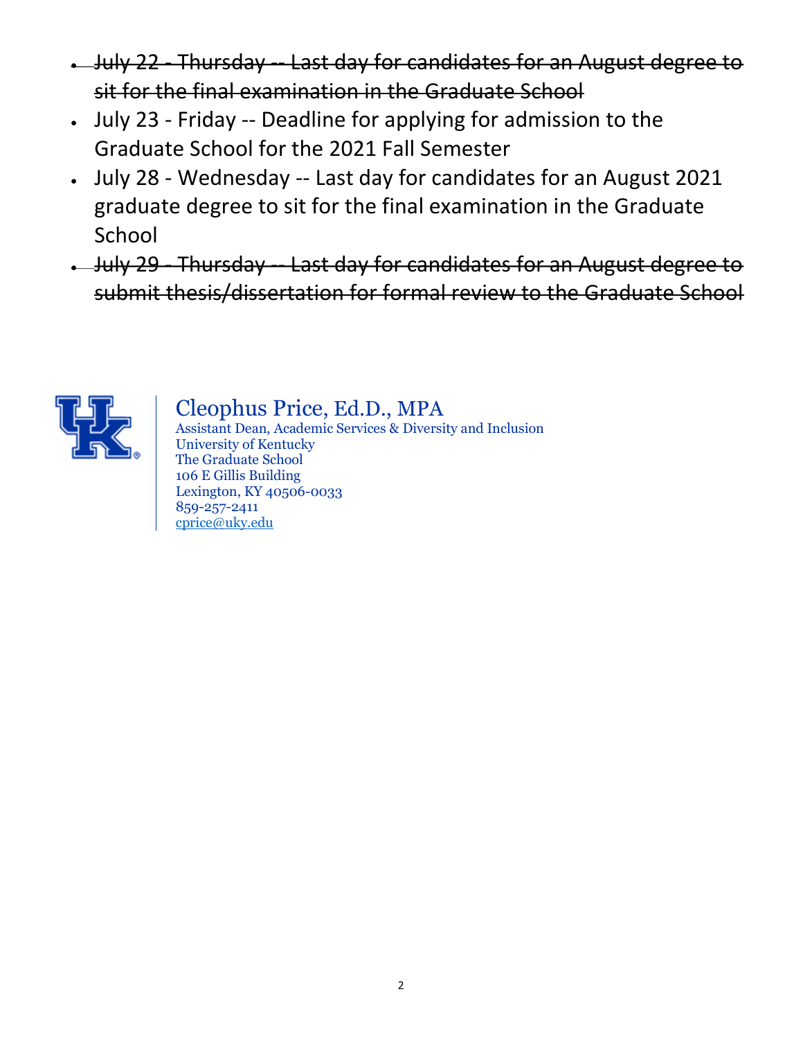- ~~July 22 - Thursday -- Last day for candidates for an August degree to sit for the final examination in the Graduate School~~
- July 23 - Friday -- Deadline for applying for admission to the Graduate School for the 2021 Fall Semester
- July 28 - Wednesday -- Last day for candidates for an August 2021 graduate degree to sit for the final examination in the Graduate School
- ~~July 29 - Thursday -- Last day for candidates for an August degree to submit thesis/dissertation for formal review to the Graduate School~~

Cleophus Price, Ed.D., MPA
Assistant Dean, Academic Services & Diversity and Inclusion
University of Kentucky
The Graduate School
106 E Gillis Building
Lexington, KY 40506-0033
859-257-2411
cprice@uky.edu